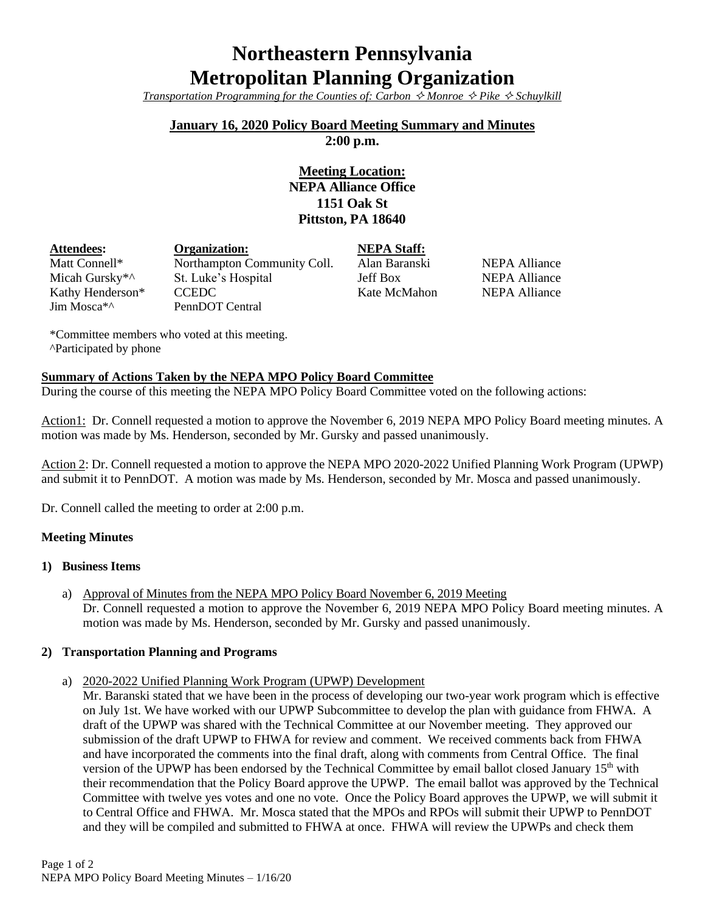# Northeastern Pennsylvania Metropolitan Planning Organization

*Transportation Programming for the Counties of: Carbon ✧ Monroe ✧ Pike ✧ Schuylkill*

**January 16, 2020 Policy Board Meeting Summary and Minutes**
**2:00 p.m.**

**Meeting Location:**
**NEPA Alliance Office**
**1151 Oak St**
**Pittston, PA 18640**

| **Attendees:** | **Organization:** | **NEPA Staff:** | |
|---|---|---|---|
| Matt Connell* | Northampton Community Coll. | Alan Baranski | NEPA Alliance |
| Micah Gursky*^ | St. Luke's Hospital | Jeff Box | NEPA Alliance |
| Kathy Henderson* | CCEDC | Kate McMahon | NEPA Alliance |
| Jim Mosca*^ | PennDOT Central | | |

*Committee members who voted at this meeting.
^Participated by phone

**Summary of Actions Taken by the NEPA MPO Policy Board Committee**
During the course of this meeting the NEPA MPO Policy Board Committee voted on the following actions:

Action1: Dr. Connell requested a motion to approve the November 6, 2019 NEPA MPO Policy Board meeting minutes. A motion was made by Ms. Henderson, seconded by Mr. Gursky and passed unanimously.

Action 2: Dr. Connell requested a motion to approve the NEPA MPO 2020-2022 Unified Planning Work Program (UPWP) and submit it to PennDOT. A motion was made by Ms. Henderson, seconded by Mr. Mosca and passed unanimously.

Dr. Connell called the meeting to order at 2:00 p.m.

**Meeting Minutes**

**1) Business Items**

a) Approval of Minutes from the NEPA MPO Policy Board November 6, 2019 Meeting
Dr. Connell requested a motion to approve the November 6, 2019 NEPA MPO Policy Board meeting minutes. A motion was made by Ms. Henderson, seconded by Mr. Gursky and passed unanimously.

**2) Transportation Planning and Programs**

a) 2020-2022 Unified Planning Work Program (UPWP) Development
Mr. Baranski stated that we have been in the process of developing our two-year work program which is effective on July 1st. We have worked with our UPWP Subcommittee to develop the plan with guidance from FHWA. A draft of the UPWP was shared with the Technical Committee at our November meeting. They approved our submission of the draft UPWP to FHWA for review and comment. We received comments back from FHWA and have incorporated the comments into the final draft, along with comments from Central Office. The final version of the UPWP has been endorsed by the Technical Committee by email ballot closed January 15th with their recommendation that the Policy Board approve the UPWP. The email ballot was approved by the Technical Committee with twelve yes votes and one no vote. Once the Policy Board approves the UPWP, we will submit it to Central Office and FHWA. Mr. Mosca stated that the MPOs and RPOs will submit their UPWP to PennDOT and they will be compiled and submitted to FHWA at once. FHWA will review the UPWPs and check them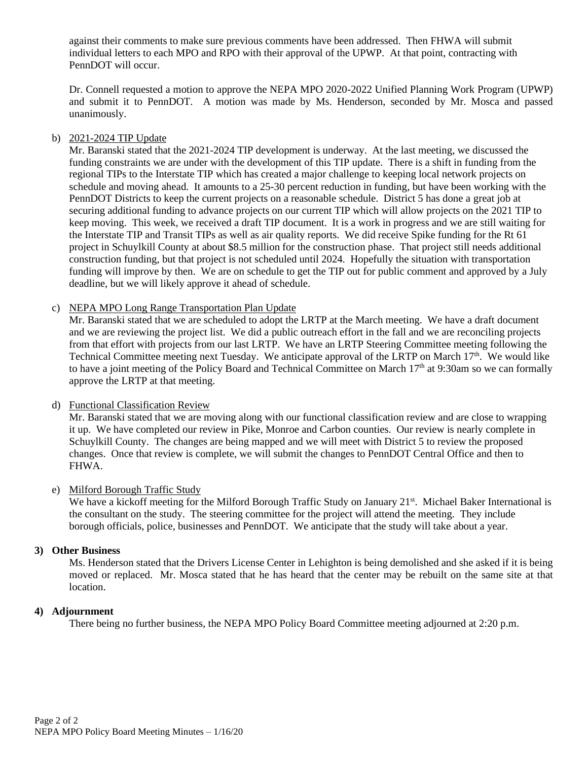against their comments to make sure previous comments have been addressed. Then FHWA will submit individual letters to each MPO and RPO with their approval of the UPWP. At that point, contracting with PennDOT will occur.

Dr. Connell requested a motion to approve the NEPA MPO 2020-2022 Unified Planning Work Program (UPWP) and submit it to PennDOT. A motion was made by Ms. Henderson, seconded by Mr. Mosca and passed unanimously.

b) <u>2021-2024 TIP Update</u>
Mr. Baranski stated that the 2021-2024 TIP development is underway. At the last meeting, we discussed the funding constraints we are under with the development of this TIP update. There is a shift in funding from the regional TIPs to the Interstate TIP which has created a major challenge to keeping local network projects on schedule and moving ahead. It amounts to a 25-30 percent reduction in funding, but have been working with the PennDOT Districts to keep the current projects on a reasonable schedule. District 5 has done a great job at securing additional funding to advance projects on our current TIP which will allow projects on the 2021 TIP to keep moving. This week, we received a draft TIP document. It is a work in progress and we are still waiting for the Interstate TIP and Transit TIPs as well as air quality reports. We did receive Spike funding for the Rt 61 project in Schuylkill County at about $8.5 million for the construction phase. That project still needs additional construction funding, but that project is not scheduled until 2024. Hopefully the situation with transportation funding will improve by then. We are on schedule to get the TIP out for public comment and approved by a July deadline, but we will likely approve it ahead of schedule.

c) <u>NEPA MPO Long Range Transportation Plan Update</u>
Mr. Baranski stated that we are scheduled to adopt the LRTP at the March meeting. We have a draft document and we are reviewing the project list. We did a public outreach effort in the fall and we are reconciling projects from that effort with projects from our last LRTP. We have an LRTP Steering Committee meeting following the Technical Committee meeting next Tuesday. We anticipate approval of the LRTP on March 17th. We would like to have a joint meeting of the Policy Board and Technical Committee on March 17th at 9:30am so we can formally approve the LRTP at that meeting.

d) <u>Functional Classification Review</u>
Mr. Baranski stated that we are moving along with our functional classification review and are close to wrapping it up. We have completed our review in Pike, Monroe and Carbon counties. Our review is nearly complete in Schuylkill County. The changes are being mapped and we will meet with District 5 to review the proposed changes. Once that review is complete, we will submit the changes to PennDOT Central Office and then to FHWA.

e) <u>Milford Borough Traffic Study</u>
We have a kickoff meeting for the Milford Borough Traffic Study on January 21st. Michael Baker International is the consultant on the study. The steering committee for the project will attend the meeting. They include borough officials, police, businesses and PennDOT. We anticipate that the study will take about a year.

**3) Other Business**

Ms. Henderson stated that the Drivers License Center in Lehighton is being demolished and she asked if it is being moved or replaced. Mr. Mosca stated that he has heard that the center may be rebuilt on the same site at that location.

**4) Adjournment**

There being no further business, the NEPA MPO Policy Board Committee meeting adjourned at 2:20 p.m.